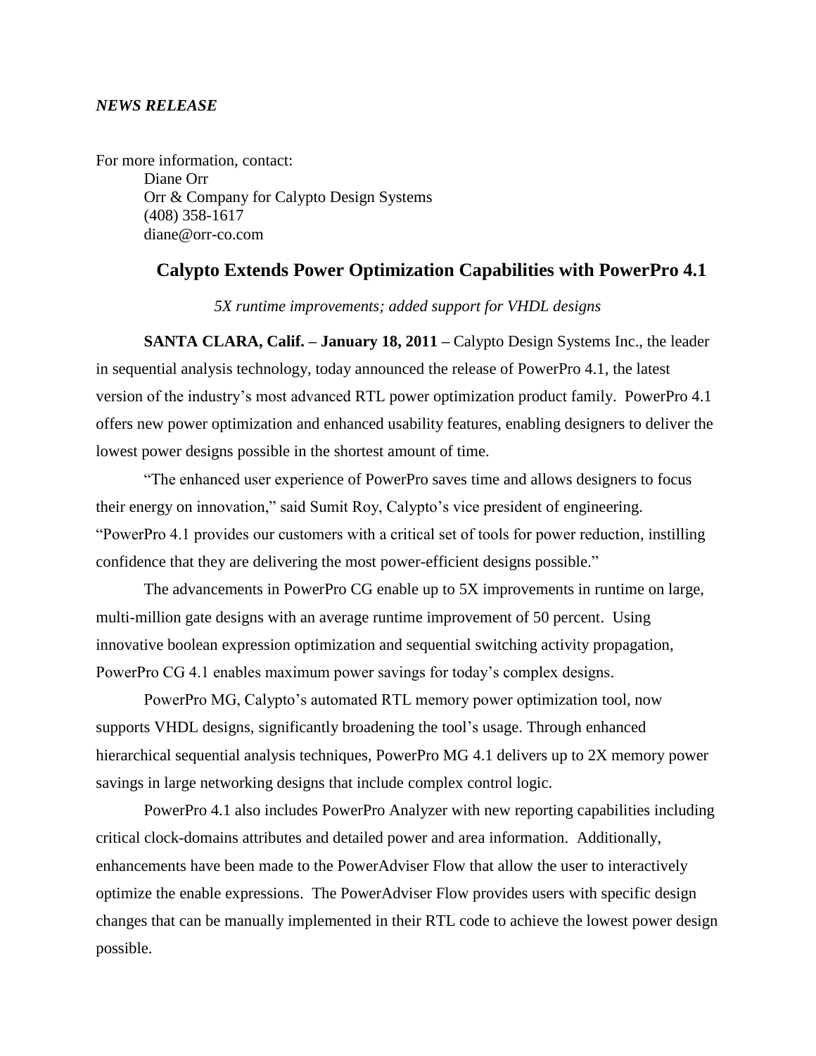*NEWS RELEASE*

For more information, contact:

Diane Orr
Orr & Company for Calypto Design Systems
(408) 358-1617
diane@orr-co.com

## Calypto Extends Power Optimization Capabilities with PowerPro 4.1

*5X runtime improvements; added support for VHDL designs*

**SANTA CLARA, Calif. – January 18, 2011 –** Calypto Design Systems Inc., the leader in sequential analysis technology, today announced the release of PowerPro 4.1, the latest version of the industry's most advanced RTL power optimization product family. PowerPro 4.1 offers new power optimization and enhanced usability features, enabling designers to deliver the lowest power designs possible in the shortest amount of time.

"The enhanced user experience of PowerPro saves time and allows designers to focus their energy on innovation," said Sumit Roy, Calypto's vice president of engineering. "PowerPro 4.1 provides our customers with a critical set of tools for power reduction, instilling confidence that they are delivering the most power-efficient designs possible."

The advancements in PowerPro CG enable up to 5X improvements in runtime on large, multi-million gate designs with an average runtime improvement of 50 percent. Using innovative boolean expression optimization and sequential switching activity propagation, PowerPro CG 4.1 enables maximum power savings for today's complex designs.

PowerPro MG, Calypto's automated RTL memory power optimization tool, now supports VHDL designs, significantly broadening the tool's usage. Through enhanced hierarchical sequential analysis techniques, PowerPro MG 4.1 delivers up to 2X memory power savings in large networking designs that include complex control logic.

PowerPro 4.1 also includes PowerPro Analyzer with new reporting capabilities including critical clock-domains attributes and detailed power and area information. Additionally, enhancements have been made to the PowerAdviser Flow that allow the user to interactively optimize the enable expressions. The PowerAdviser Flow provides users with specific design changes that can be manually implemented in their RTL code to achieve the lowest power design possible.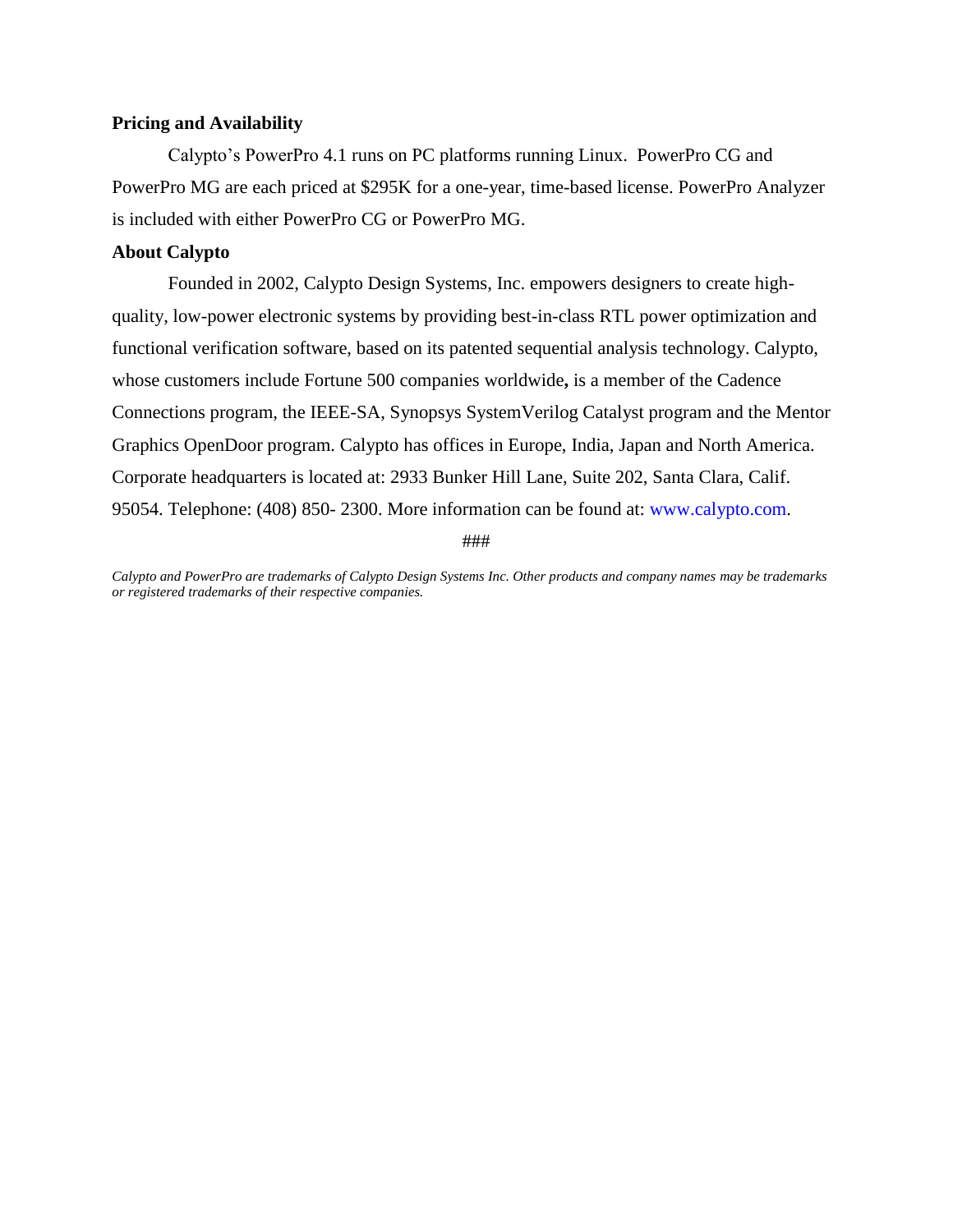**Pricing and Availability**

Calypto's PowerPro 4.1 runs on PC platforms running Linux. PowerPro CG and PowerPro MG are each priced at $295K for a one-year, time-based license. PowerPro Analyzer is included with either PowerPro CG or PowerPro MG.

**About Calypto**

Founded in 2002, Calypto Design Systems, Inc. empowers designers to create high-quality, low-power electronic systems by providing best-in-class RTL power optimization and functional verification software, based on its patented sequential analysis technology. Calypto, whose customers include Fortune 500 companies worldwide**,** is a member of the Cadence Connections program, the IEEE-SA, Synopsys SystemVerilog Catalyst program and the Mentor Graphics OpenDoor program. Calypto has offices in Europe, India, Japan and North America. Corporate headquarters is located at: 2933 Bunker Hill Lane, Suite 202, Santa Clara, Calif. 95054. Telephone: (408) 850- 2300. More information can be found at: www.calypto.com.

###

*Calypto and PowerPro are trademarks of Calypto Design Systems Inc. Other products and company names may be trademarks or registered trademarks of their respective companies.*